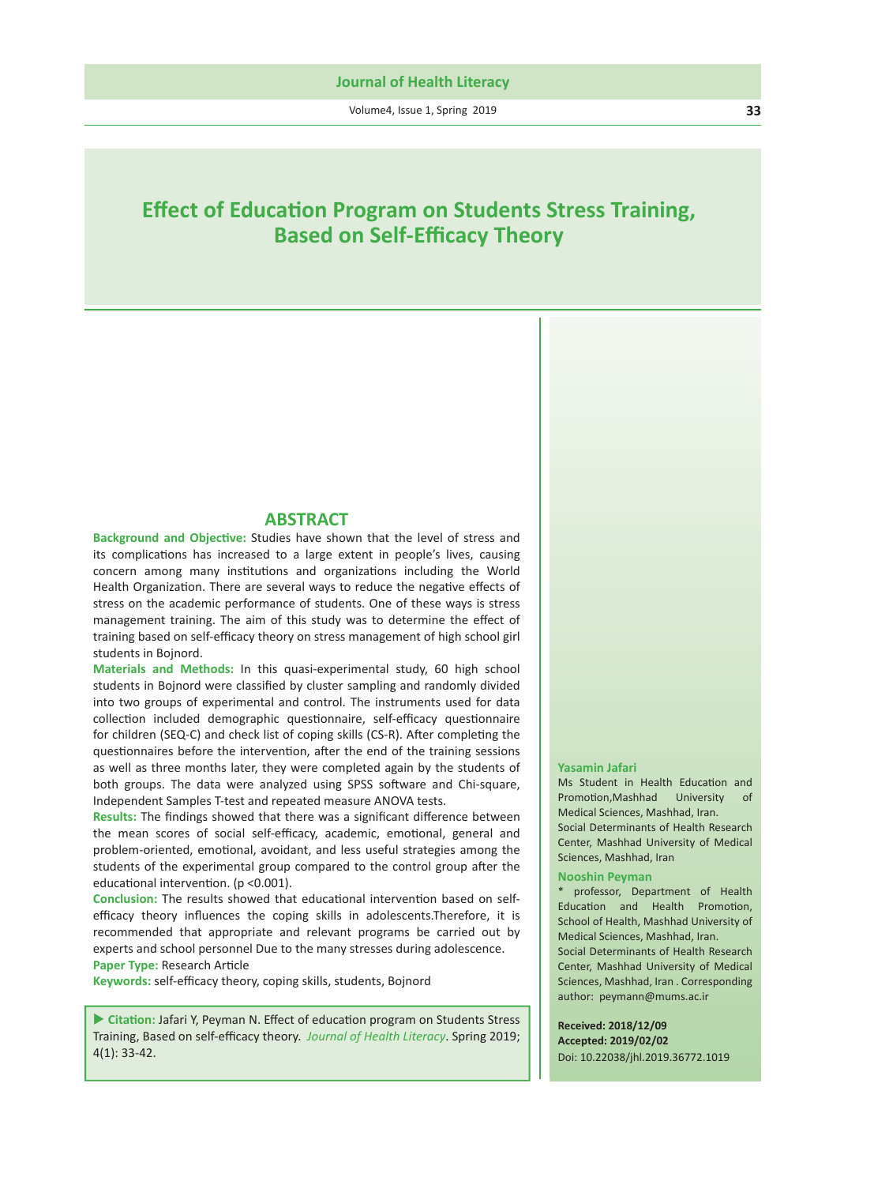# Effect of Education Program on Students Stress Training, Based on Self-Efficacy Theory

## ABSTRACT

**Background and Objective:** Studies have shown that the level of stress and its complications has increased to a large extent in people's lives, causing concern among many institutions and organizations including the World Health Organization. There are several ways to reduce the negative effects of stress on the academic performance of students. One of these ways is stress management training. The aim of this study was to determine the effect of training based on self-efficacy theory on stress management of high school girl students in Bojnord.

**Materials and Methods:** In this quasi-experimental study, 60 high school students in Bojnord were classified by cluster sampling and randomly divided into two groups of experimental and control. The instruments used for data collection included demographic questionnaire, self-efficacy questionnaire for children (SEQ-C) and check list of coping skills (CS-R). After completing the questionnaires before the intervention, after the end of the training sessions as well as three months later, they were completed again by the students of both groups. The data were analyzed using SPSS software and Chi-square, Independent Samples T-test and repeated measure ANOVA tests.

**Results:** The findings showed that there was a significant difference between the mean scores of social self-efficacy, academic, emotional, general and problem-oriented, emotional, avoidant, and less useful strategies among the students of the experimental group compared to the control group after the educational intervention. ($p < 0.001$).

**Conclusion:** The results showed that educational intervention based on self-efficacy theory influences the coping skills in adolescents.Therefore, it is recommended that appropriate and relevant programs be carried out by experts and school personnel Due to the many stresses during adolescence.

**Paper Type:** Research Article

**Keywords:** self-efficacy theory, coping skills, students, Bojnord

▶ **Citation:** Jafari Y, Peyman N. Effect of education program on Students Stress Training, Based on self-efficacy theory. *Journal of Health Literacy*. Spring 2019; 4(1): 33-42.

**Yasamin Jafari**
Ms Student in Health Education and Promotion,Mashhad University of Medical Sciences, Mashhad, Iran.
Social Determinants of Health Research Center, Mashhad University of Medical Sciences, Mashhad, Iran

**Nooshin Peyman**
* professor, Department of Health Education and Health Promotion, School of Health, Mashhad University of Medical Sciences, Mashhad, Iran.
Social Determinants of Health Research Center, Mashhad University of Medical Sciences, Mashhad, Iran . Corresponding author: peymann@mums.ac.ir

**Received: 2018/12/09**
**Accepted: 2019/02/02**
Doi: 10.22038/jhl.2019.36772.1019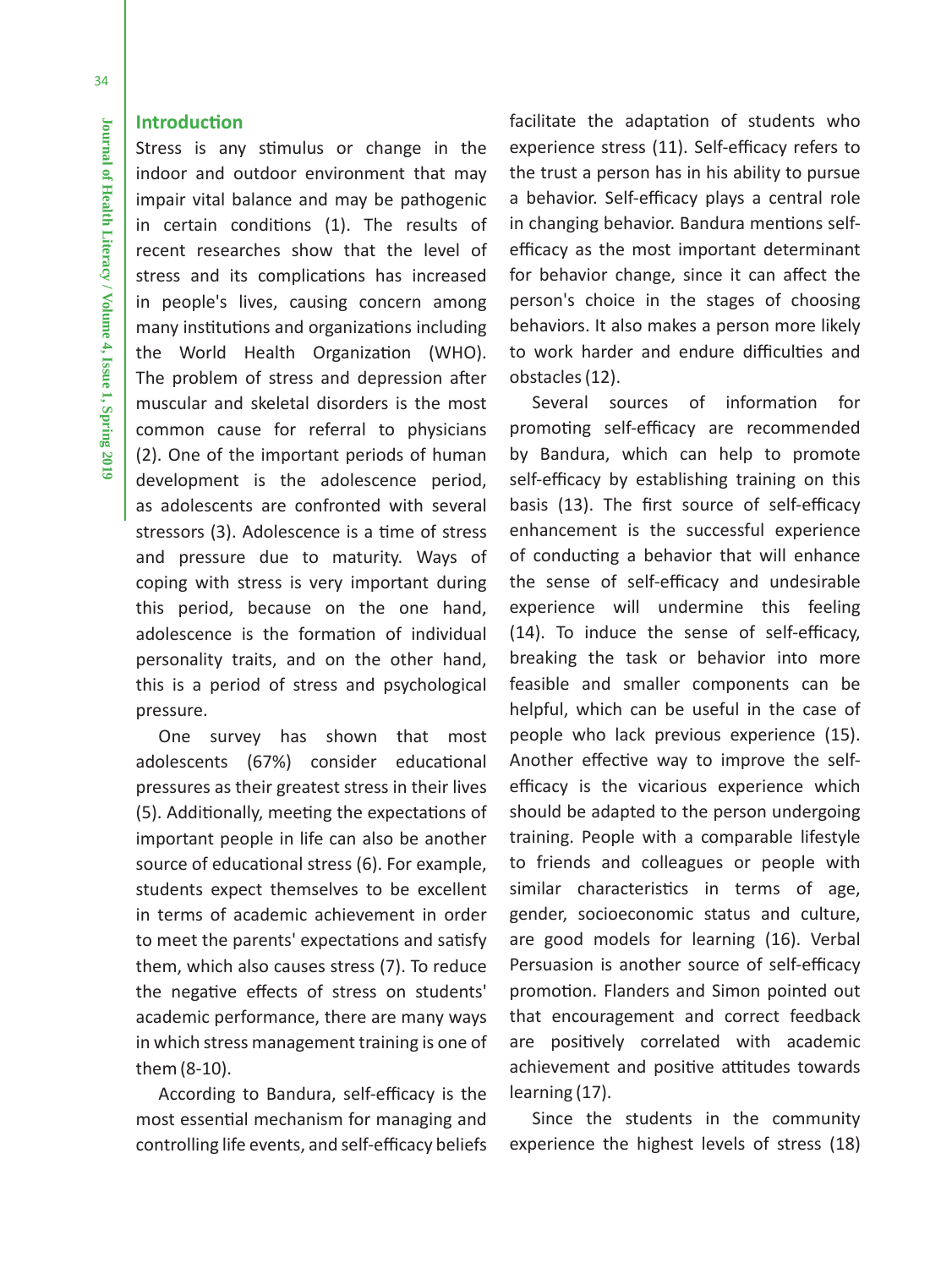## Introduction

Stress is any stimulus or change in the indoor and outdoor environment that may impair vital balance and may be pathogenic in certain conditions (1). The results of recent researches show that the level of stress and its complications has increased in people's lives, causing concern among many institutions and organizations including the World Health Organization (WHO). The problem of stress and depression after muscular and skeletal disorders is the most common cause for referral to physicians (2). One of the important periods of human development is the adolescence period, as adolescents are confronted with several stressors (3). Adolescence is a time of stress and pressure due to maturity. Ways of coping with stress is very important during this period, because on the one hand, adolescence is the formation of individual personality traits, and on the other hand, this is a period of stress and psychological pressure.

One survey has shown that most adolescents (67%) consider educational pressures as their greatest stress in their lives (5). Additionally, meeting the expectations of important people in life can also be another source of educational stress (6). For example, students expect themselves to be excellent in terms of academic achievement in order to meet the parents' expectations and satisfy them, which also causes stress (7). To reduce the negative effects of stress on students' academic performance, there are many ways in which stress management training is one of them (8-10).

According to Bandura, self-efficacy is the most essential mechanism for managing and controlling life events, and self-efficacy beliefs facilitate the adaptation of students who experience stress (11). Self-efficacy refers to the trust a person has in his ability to pursue a behavior. Self-efficacy plays a central role in changing behavior. Bandura mentions self-efficacy as the most important determinant for behavior change, since it can affect the person's choice in the stages of choosing behaviors. It also makes a person more likely to work harder and endure difficulties and obstacles (12).

Several sources of information for promoting self-efficacy are recommended by Bandura, which can help to promote self-efficacy by establishing training on this basis (13). The first source of self-efficacy enhancement is the successful experience of conducting a behavior that will enhance the sense of self-efficacy and undesirable experience will undermine this feeling (14). To induce the sense of self-efficacy, breaking the task or behavior into more feasible and smaller components can be helpful, which can be useful in the case of people who lack previous experience (15). Another effective way to improve the self-efficacy is the vicarious experience which should be adapted to the person undergoing training. People with a comparable lifestyle to friends and colleagues or people with similar characteristics in terms of age, gender, socioeconomic status and culture, are good models for learning (16). Verbal Persuasion is another source of self-efficacy promotion. Flanders and Simon pointed out that encouragement and correct feedback are positively correlated with academic achievement and positive attitudes towards learning (17).

Since the students in the community experience the highest levels of stress (18)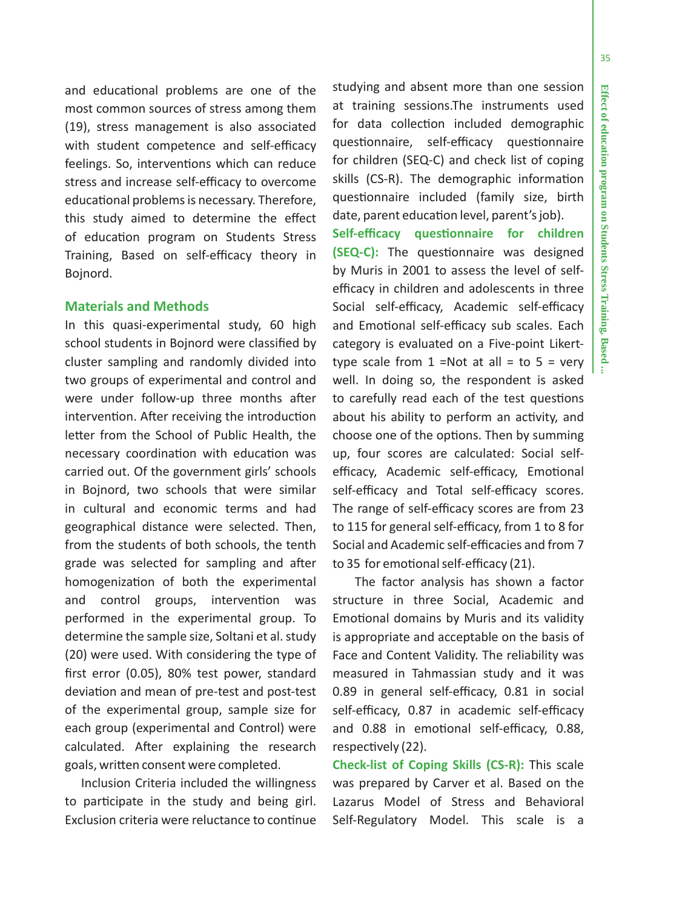and educational problems are one of the most common sources of stress among them (19), stress management is also associated with student competence and self-efficacy feelings. So, interventions which can reduce stress and increase self-efficacy to overcome educational problems is necessary. Therefore, this study aimed to determine the effect of education program on Students Stress Training, Based on self-efficacy theory in Bojnord.

## Materials and Methods

In this quasi-experimental study, 60 high school students in Bojnord were classified by cluster sampling and randomly divided into two groups of experimental and control and were under follow-up three months after intervention. After receiving the introduction letter from the School of Public Health, the necessary coordination with education was carried out. Of the government girls' schools in Bojnord, two schools that were similar in cultural and economic terms and had geographical distance were selected. Then, from the students of both schools, the tenth grade was selected for sampling and after homogenization of both the experimental and control groups, intervention was performed in the experimental group. To determine the sample size, Soltani et al. study (20) were used. With considering the type of first error (0.05), 80% test power, standard deviation and mean of pre-test and post-test of the experimental group, sample size for each group (experimental and Control) were calculated. After explaining the research goals, written consent were completed.

Inclusion Criteria included the willingness to participate in the study and being girl. Exclusion criteria were reluctance to continue studying and absent more than one session at training sessions.The instruments used for data collection included demographic questionnaire, self-efficacy questionnaire for children (SEQ-C) and check list of coping skills (CS-R). The demographic information questionnaire included (family size, birth date, parent education level, parent's job).

**Self-efficacy questionnaire for children (SEQ-C):** The questionnaire was designed by Muris in 2001 to assess the level of self-efficacy in children and adolescents in three Social self-efficacy, Academic self-efficacy and Emotional self-efficacy sub scales. Each category is evaluated on a Five-point Likert-type scale from 1 =Not at all = to 5 = very well. In doing so, the respondent is asked to carefully read each of the test questions about his ability to perform an activity, and choose one of the options. Then by summing up, four scores are calculated: Social self-efficacy, Academic self-efficacy, Emotional self-efficacy and Total self-efficacy scores. The range of self-efficacy scores are from 23 to 115 for general self-efficacy, from 1 to 8 for Social and Academic self-efficacies and from 7 to 35 for emotional self-efficacy (21).

The factor analysis has shown a factor structure in three Social, Academic and Emotional domains by Muris and its validity is appropriate and acceptable on the basis of Face and Content Validity. The reliability was measured in Tahmassian study and it was 0.89 in general self-efficacy, 0.81 in social self-efficacy, 0.87 in academic self-efficacy and 0.88 in emotional self-efficacy, 0.88, respectively (22).

**Check-list of Coping Skills (CS-R):** This scale was prepared by Carver et al. Based on the Lazarus Model of Stress and Behavioral Self-Regulatory Model. This scale is a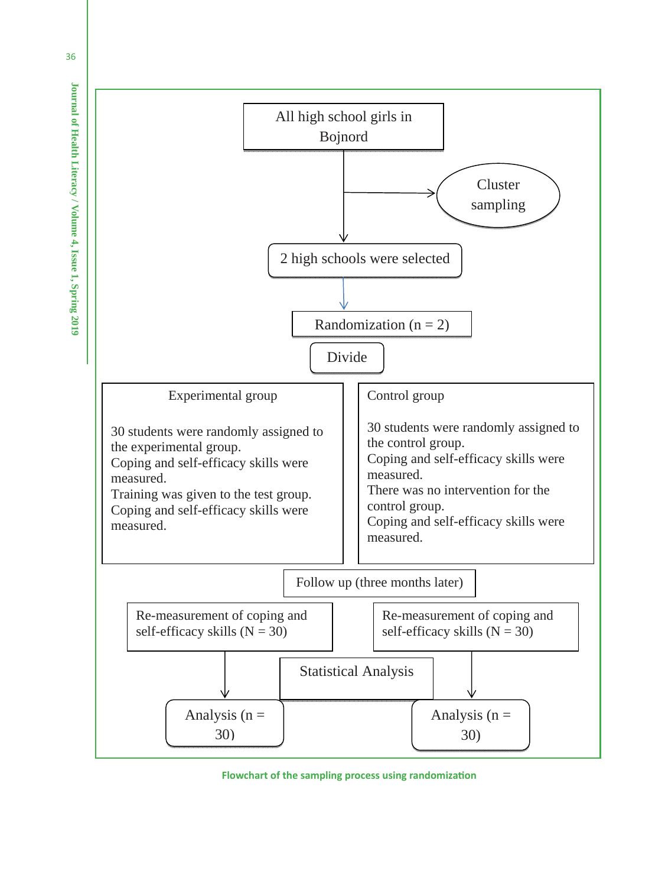All high school girls in Bojnord

Cluster sampling

2 high schools were selected

Randomization (n = 2)

Divide

**Experimental group**

30 students were randomly assigned to the experimental group.
Coping and self-efficacy skills were measured.
Training was given to the test group.
Coping and self-efficacy skills were measured.

**Control group**

30 students were randomly assigned to the control group.
Coping and self-efficacy skills were measured.
There was no intervention for the control group.
Coping and self-efficacy skills were measured.

Follow up (three months later)

Re-measurement of coping and self-efficacy skills (N = 30)

Re-measurement of coping and self-efficacy skills (N = 30)

Statistical Analysis

Analysis (n = 30)

Analysis (n = 30)

**Flowchart of the sampling process using randomization**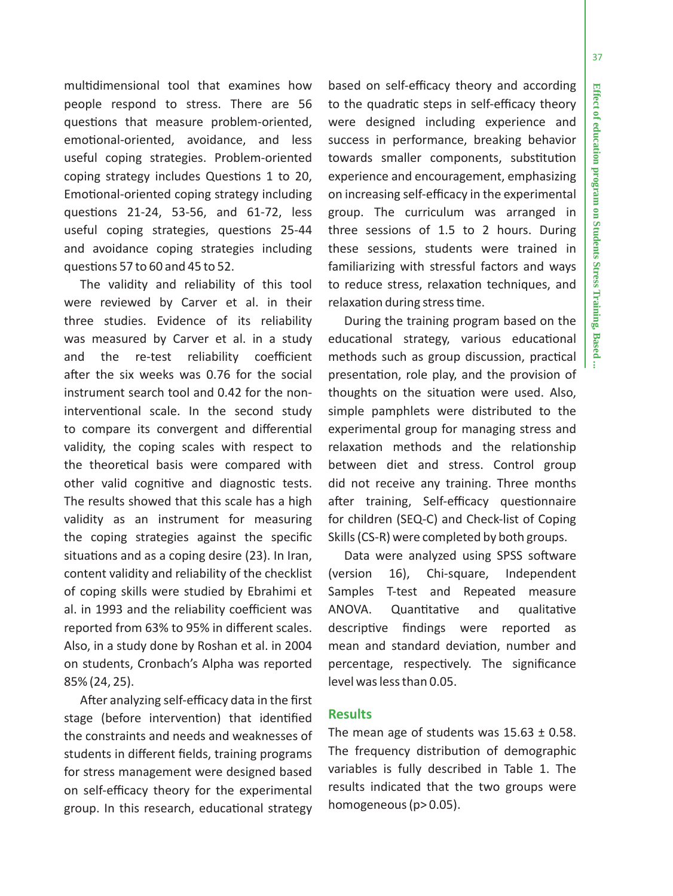multidimensional tool that examines how people respond to stress. There are 56 questions that measure problem-oriented, emotional-oriented, avoidance, and less useful coping strategies. Problem-oriented coping strategy includes Questions 1 to 20, Emotional-oriented coping strategy including questions 21-24, 53-56, and 61-72, less useful coping strategies, questions 25-44 and avoidance coping strategies including questions 57 to 60 and 45 to 52.

The validity and reliability of this tool were reviewed by Carver et al. in their three studies. Evidence of its reliability was measured by Carver et al. in a study and the re-test reliability coefficient after the six weeks was 0.76 for the social instrument search tool and 0.42 for the non-interventional scale. In the second study to compare its convergent and differential validity, the coping scales with respect to the theoretical basis were compared with other valid cognitive and diagnostic tests. The results showed that this scale has a high validity as an instrument for measuring the coping strategies against the specific situations and as a coping desire (23). In Iran, content validity and reliability of the checklist of coping skills were studied by Ebrahimi et al. in 1993 and the reliability coefficient was reported from 63% to 95% in different scales. Also, in a study done by Roshan et al. in 2004 on students, Cronbach's Alpha was reported 85% (24, 25).

After analyzing self-efficacy data in the first stage (before intervention) that identified the constraints and needs and weaknesses of students in different fields, training programs for stress management were designed based on self-efficacy theory for the experimental group. In this research, educational strategy based on self-efficacy theory and according to the quadratic steps in self-efficacy theory were designed including experience and success in performance, breaking behavior towards smaller components, substitution experience and encouragement, emphasizing on increasing self-efficacy in the experimental group. The curriculum was arranged in three sessions of 1.5 to 2 hours. During these sessions, students were trained in familiarizing with stressful factors and ways to reduce stress, relaxation techniques, and relaxation during stress time.

During the training program based on the educational strategy, various educational methods such as group discussion, practical presentation, role play, and the provision of thoughts on the situation were used. Also, simple pamphlets were distributed to the experimental group for managing stress and relaxation methods and the relationship between diet and stress. Control group did not receive any training. Three months after training, Self-efficacy questionnaire for children (SEQ-C) and Check-list of Coping Skills (CS-R) were completed by both groups.

Data were analyzed using SPSS software (version 16), Chi-square, Independent Samples T-test and Repeated measure ANOVA. Quantitative and qualitative descriptive findings were reported as mean and standard deviation, number and percentage, respectively. The significance level was less than 0.05.

## Results

The mean age of students was $15.63 \pm 0.58$. The frequency distribution of demographic variables is fully described in Table 1. The results indicated that the two groups were homogeneous ($p > 0.05$).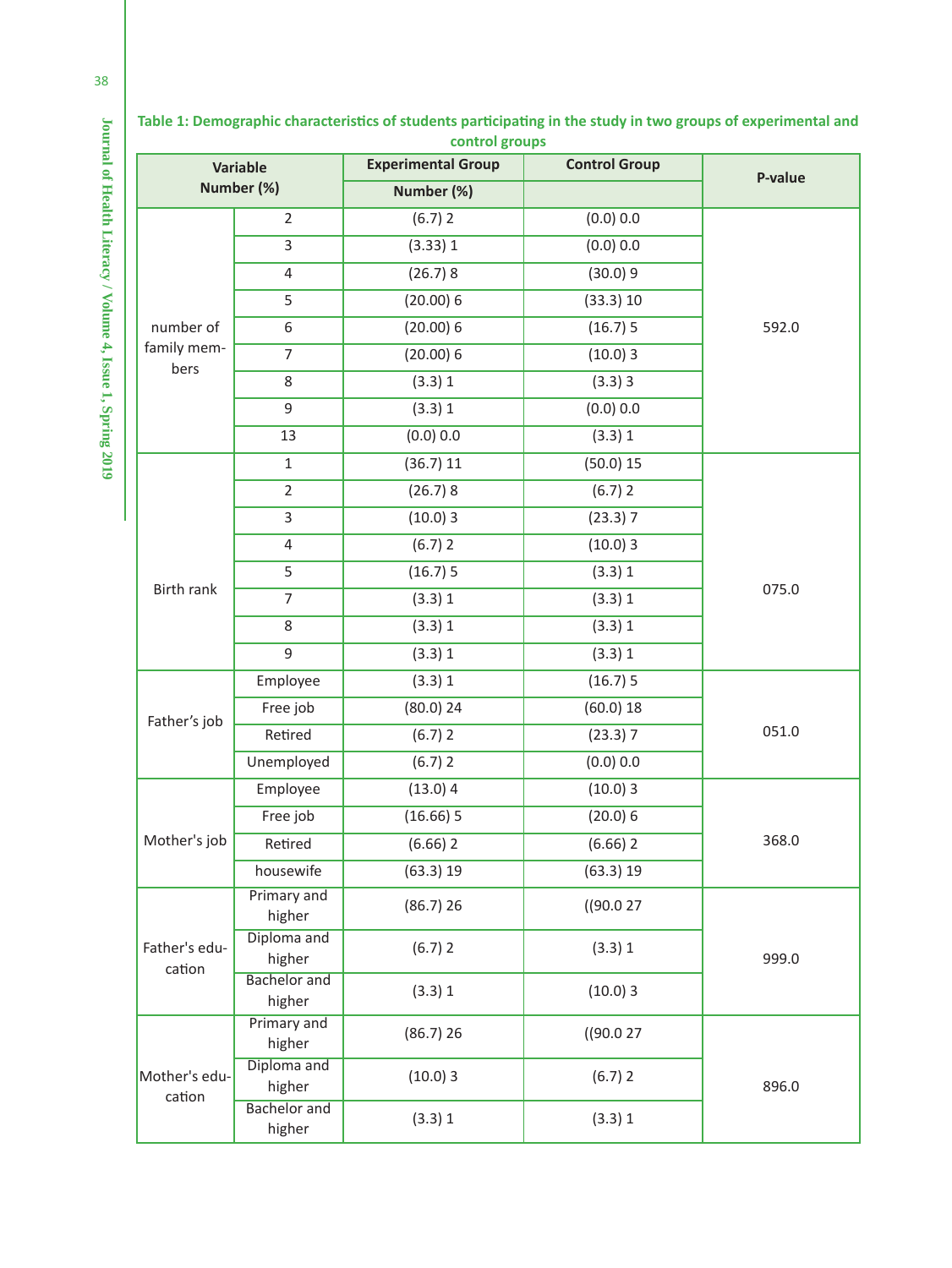**Table 1: Demographic characteristics of students participating in the study in two groups of experimental and control groups**

| Variable Number (%) | | Experimental Group Number (%) | Control Group | P-value |
|---|---|---|---|---|
| number of family members | 2 | (6.7) 2 | (0.0) 0.0 | 592.0 |
| | 3 | (3.33) 1 | (0.0) 0.0 | |
| | 4 | (26.7) 8 | (30.0) 9 | |
| | 5 | (20.00) 6 | (33.3) 10 | |
| | 6 | (20.00) 6 | (16.7) 5 | |
| | 7 | (20.00) 6 | (10.0) 3 | |
| | 8 | (3.3) 1 | (3.3) 3 | |
| | 9 | (3.3) 1 | (0.0) 0.0 | |
| | 13 | (0.0) 0.0 | (3.3) 1 | |
| Birth rank | 1 | (36.7) 11 | (50.0) 15 | 075.0 |
| | 2 | (26.7) 8 | (6.7) 2 | |
| | 3 | (10.0) 3 | (23.3) 7 | |
| | 4 | (6.7) 2 | (10.0) 3 | |
| | 5 | (16.7) 5 | (3.3) 1 | |
| | 7 | (3.3) 1 | (3.3) 1 | |
| | 8 | (3.3) 1 | (3.3) 1 | |
| | 9 | (3.3) 1 | (3.3) 1 | |
| Father's job | Employee | (3.3) 1 | (16.7) 5 | 051.0 |
| | Free job | (80.0) 24 | (60.0) 18 | |
| | Retired | (6.7) 2 | (23.3) 7 | |
| | Unemployed | (6.7) 2 | (0.0) 0.0 | |
| Mother's job | Employee | (13.0) 4 | (10.0) 3 | 368.0 |
| | Free job | (16.66) 5 | (20.0) 6 | |
| | Retired | (6.66) 2 | (6.66) 2 | |
| | housewife | (63.3) 19 | (63.3) 19 | |
| Father's education | Primary and higher | (86.7) 26 | ((90.0 27 | 999.0 |
| | Diploma and higher | (6.7) 2 | (3.3) 1 | |
| | Bachelor and higher | (3.3) 1 | (10.0) 3 | |
| Mother's education | Primary and higher | (86.7) 26 | ((90.0 27 | 896.0 |
| | Diploma and higher | (10.0) 3 | (6.7) 2 | |
| | Bachelor and higher | (3.3) 1 | (3.3) 1 | |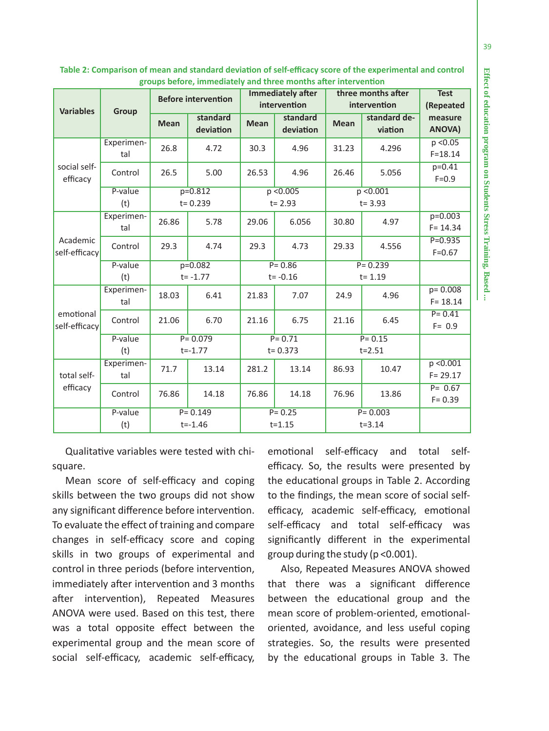**Table 2: Comparison of mean and standard deviation of self-efficacy score of the experimental and control groups before, immediately and three months after intervention**

| Variables | Group | Before intervention | | Immediately after intervention | | three months after intervention | | Test (Repeated measure ANOVA) |
|---|---|---|---|---|---|---|---|---|
| | | Mean | standard deviation | Mean | standard deviation | Mean | standard deviation | |
| social self-efficacy | Experimental | 26.8 | 4.72 | 30.3 | 4.96 | 31.23 | 4.296 | p <0.05 F=18.14 |
| | Control | 26.5 | 5.00 | 26.53 | 4.96 | 26.46 | 5.056 | p=0.41 F=0.9 |
| | P-value (t) | p=0.812 t= 0.239 | | p <0.005 t= 2.93 | | p <0.001 t= 3.93 | | |
| Academic self-efficacy | Experimental | 26.86 | 5.78 | 29.06 | 6.056 | 30.80 | 4.97 | p=0.003 F= 14.34 |
| | Control | 29.3 | 4.74 | 29.3 | 4.73 | 29.33 | 4.556 | P=0.935 F=0.67 |
| | P-value (t) | p=0.082 t= -1.77 | | P= 0.86 t= -0.16 | | P= 0.239 t= 1.19 | | |
| emotional self-efficacy | Experimental | 18.03 | 6.41 | 21.83 | 7.07 | 24.9 | 4.96 | p= 0.008 F= 18.14 |
| | Control | 21.06 | 6.70 | 21.16 | 6.75 | 21.16 | 6.45 | P= 0.41 F= 0.9 |
| | P-value (t) | P= 0.079 t=-1.77 | | P= 0.71 t= 0.373 | | P= 0.15 t=2.51 | | |
| total self-efficacy | Experimental | 71.7 | 13.14 | 281.2 | 13.14 | 86.93 | 10.47 | p <0.001 F= 29.17 |
| | Control | 76.86 | 14.18 | 76.86 | 14.18 | 76.96 | 13.86 | P= 0.67 F= 0.39 |
| | P-value (t) | P= 0.149 t=-1.46 | | P= 0.25 t=1.15 | | P= 0.003 t=3.14 | | |

Qualitative variables were tested with chi-square.

Mean score of self-efficacy and coping skills between the two groups did not show any significant difference before intervention. To evaluate the effect of training and compare changes in self-efficacy score and coping skills in two groups of experimental and control in three periods (before intervention, immediately after intervention and 3 months after intervention), Repeated Measures ANOVA were used. Based on this test, there was a total opposite effect between the experimental group and the mean score of social self-efficacy, academic self-efficacy, emotional self-efficacy and total self-efficacy. So, the results were presented by the educational groups in Table 2. According to the findings, the mean score of social self-efficacy, academic self-efficacy, emotional self-efficacy and total self-efficacy was significantly different in the experimental group during the study ($p < 0.001$).

Also, Repeated Measures ANOVA showed that there was a significant difference between the educational group and the mean score of problem-oriented, emotional-oriented, avoidance, and less useful coping strategies. So, the results were presented by the educational groups in Table 3. The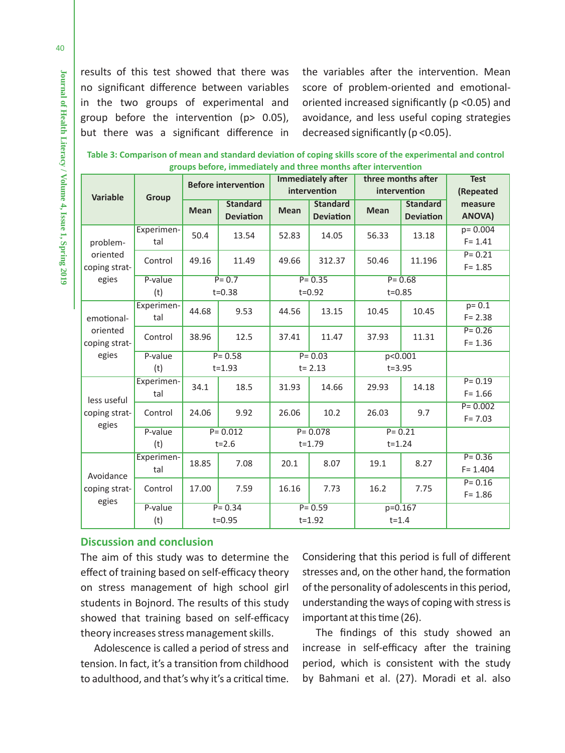results of this test showed that there was no significant difference between variables in the two groups of experimental and group before the intervention ($p > 0.05$), but there was a significant difference in the variables after the intervention. Mean score of problem-oriented and emotional-oriented increased significantly ($p < 0.05$) and avoidance, and less useful coping strategies decreased significantly ($p < 0.05$).

**Table 3: Comparison of mean and standard deviation of coping skills score of the experimental and control groups before, immediately and three months after intervention**

| Variable | Group | Before intervention | | Immediately after intervention | | three months after intervention | | Test (Repeated measure ANOVA) |
|---|---|---|---|---|---|---|---|---|
| | | Mean | Standard Deviation | Mean | Standard Deviation | Mean | Standard Deviation | |
| problem-oriented coping strategies | Experimental | 50.4 | 13.54 | 52.83 | 14.05 | 56.33 | 13.18 | p= 0.004 F= 1.41 |
| | Control | 49.16 | 11.49 | 49.66 | 312.37 | 50.46 | 11.196 | P= 0.21 F= 1.85 |
| | P-value (t) | P= 0.7 t=0.38 | | P= 0.35 t=0.92 | | P= 0.68 t=0.85 | | |
| emotional-oriented coping strategies | Experimental | 44.68 | 9.53 | 44.56 | 13.15 | 10.45 | 10.45 | p= 0.1 F= 2.38 |
| | Control | 38.96 | 12.5 | 37.41 | 11.47 | 37.93 | 11.31 | P= 0.26 F= 1.36 |
| | P-value (t) | P= 0.58 t=1.93 | | P= 0.03 t= 2.13 | | p<0.001 t=3.95 | | |
| less useful coping strategies | Experimental | 34.1 | 18.5 | 31.93 | 14.66 | 29.93 | 14.18 | P= 0.19 F= 1.66 |
| | Control | 24.06 | 9.92 | 26.06 | 10.2 | 26.03 | 9.7 | P= 0.002 F= 7.03 |
| | P-value (t) | P= 0.012 t=2.6 | | P= 0.078 t=1.79 | | P= 0.21 t=1.24 | | |
| Avoidance coping strategies | Experimental | 18.85 | 7.08 | 20.1 | 8.07 | 19.1 | 8.27 | P= 0.36 F= 1.404 |
| | Control | 17.00 | 7.59 | 16.16 | 7.73 | 16.2 | 7.75 | P= 0.16 F= 1.86 |
| | P-value (t) | P= 0.34 t=0.95 | | P= 0.59 t=1.92 | | p=0.167 t=1.4 | | |

## Discussion and conclusion

The aim of this study was to determine the effect of training based on self-efficacy theory on stress management of high school girl students in Bojnord. The results of this study showed that training based on self-efficacy theory increases stress management skills.

Adolescence is called a period of stress and tension. In fact, it's a transition from childhood to adulthood, and that's why it's a critical time. Considering that this period is full of different stresses and, on the other hand, the formation of the personality of adolescents in this period, understanding the ways of coping with stress is important at this time (26).

The findings of this study showed an increase in self-efficacy after the training period, which is consistent with the study by Bahmani et al. (27). Moradi et al. also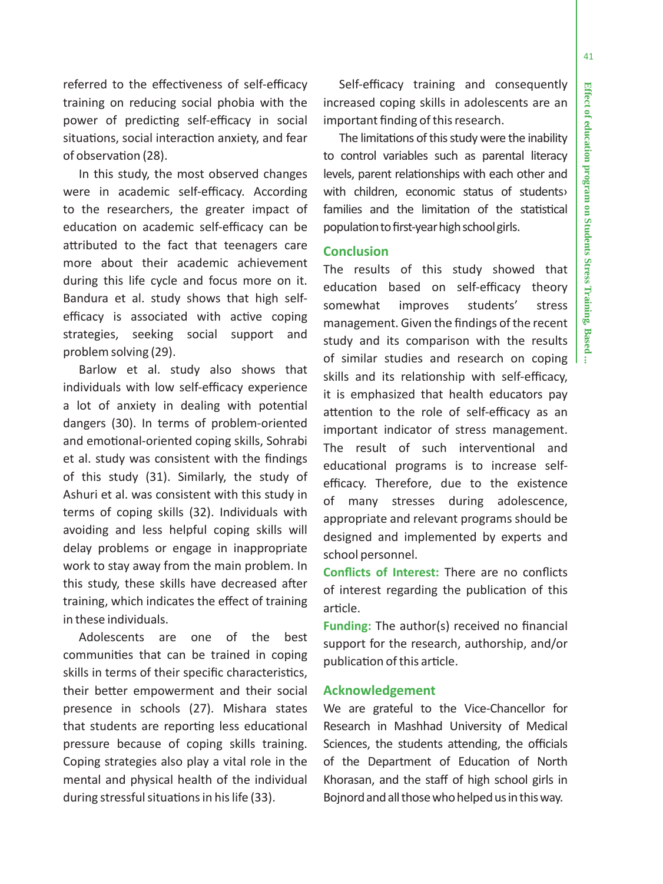referred to the effectiveness of self-efficacy training on reducing social phobia with the power of predicting self-efficacy in social situations, social interaction anxiety, and fear of observation (28).

In this study, the most observed changes were in academic self-efficacy. According to the researchers, the greater impact of education on academic self-efficacy can be attributed to the fact that teenagers care more about their academic achievement during this life cycle and focus more on it. Bandura et al. study shows that high self-efficacy is associated with active coping strategies, seeking social support and problem solving (29).

Barlow et al. study also shows that individuals with low self-efficacy experience a lot of anxiety in dealing with potential dangers (30). In terms of problem-oriented and emotional-oriented coping skills, Sohrabi et al. study was consistent with the findings of this study (31). Similarly, the study of Ashuri et al. was consistent with this study in terms of coping skills (32). Individuals with avoiding and less helpful coping skills will delay problems or engage in inappropriate work to stay away from the main problem. In this study, these skills have decreased after training, which indicates the effect of training in these individuals.

Adolescents are one of the best communities that can be trained in coping skills in terms of their specific characteristics, their better empowerment and their social presence in schools (27). Mishara states that students are reporting less educational pressure because of coping skills training. Coping strategies also play a vital role in the mental and physical health of the individual during stressful situations in his life (33).

Self-efficacy training and consequently increased coping skills in adolescents are an important finding of this research.

The limitations of this study were the inability to control variables such as parental literacy levels, parent relationships with each other and with children, economic status of students› families and the limitation of the statistical population to first-year high school girls.

## Conclusion

The results of this study showed that education based on self-efficacy theory somewhat improves students' stress management. Given the findings of the recent study and its comparison with the results of similar studies and research on coping skills and its relationship with self-efficacy, it is emphasized that health educators pay attention to the role of self-efficacy as an important indicator of stress management. The result of such interventional and educational programs is to increase self-efficacy. Therefore, due to the existence of many stresses during adolescence, appropriate and relevant programs should be designed and implemented by experts and school personnel.

**Conflicts of Interest:** There are no conflicts of interest regarding the publication of this article.

**Funding:** The author(s) received no financial support for the research, authorship, and/or publication of this article.

## Acknowledgement

We are grateful to the Vice-Chancellor for Research in Mashhad University of Medical Sciences, the students attending, the officials of the Department of Education of North Khorasan, and the staff of high school girls in Bojnord and all those who helped us in this way.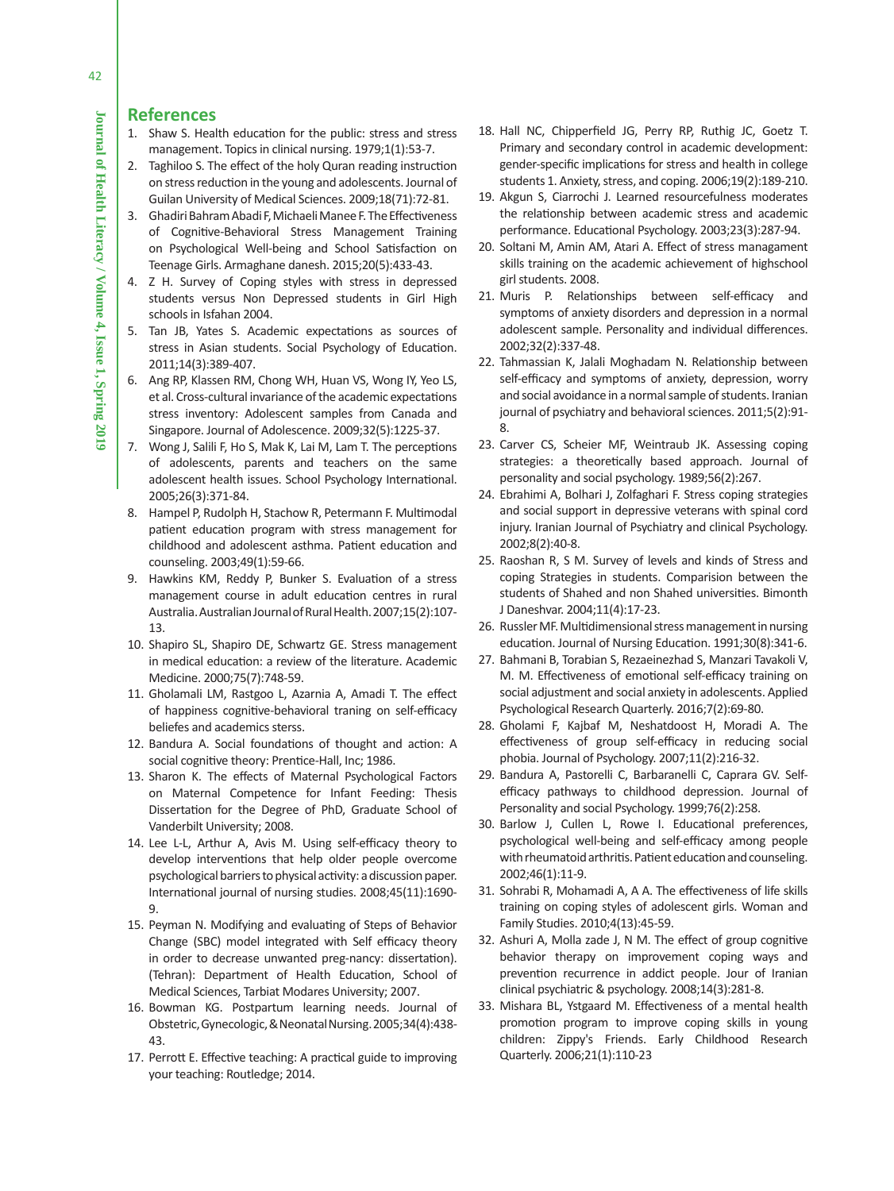## References

1. Shaw S. Health education for the public: stress and stress management. Topics in clinical nursing. 1979;1(1):53-7.
2. Taghiloo S. The effect of the holy Quran reading instruction on stress reduction in the young and adolescents. Journal of Guilan University of Medical Sciences. 2009;18(71):72-81.
3. Ghadiri Bahram Abadi F, Michaeli Manee F. The Effectiveness of Cognitive-Behavioral Stress Management Training on Psychological Well-being and School Satisfaction on Teenage Girls. Armaghane danesh. 2015;20(5):433-43.
4. Z H. Survey of Coping styles with stress in depressed students versus Non Depressed students in Girl High schools in Isfahan 2004.
5. Tan JB, Yates S. Academic expectations as sources of stress in Asian students. Social Psychology of Education. 2011;14(3):389-407.
6. Ang RP, Klassen RM, Chong WH, Huan VS, Wong IY, Yeo LS, et al. Cross-cultural invariance of the academic expectations stress inventory: Adolescent samples from Canada and Singapore. Journal of Adolescence. 2009;32(5):1225-37.
7. Wong J, Salili F, Ho S, Mak K, Lai M, Lam T. The perceptions of adolescents, parents and teachers on the same adolescent health issues. School Psychology International. 2005;26(3):371-84.
8. Hampel P, Rudolph H, Stachow R, Petermann F. Multimodal patient education program with stress management for childhood and adolescent asthma. Patient education and counseling. 2003;49(1):59-66.
9. Hawkins KM, Reddy P, Bunker S. Evaluation of a stress management course in adult education centres in rural Australia. Australian Journal of Rural Health. 2007;15(2):107-13.
10. Shapiro SL, Shapiro DE, Schwartz GE. Stress management in medical education: a review of the literature. Academic Medicine. 2000;75(7):748-59.
11. Gholamali LM, Rastgoo L, Azarnia A, Amadi T. The effect of happiness cognitive-behavioral traning on self-efficacy beliefes and academics sterss.
12. Bandura A. Social foundations of thought and action: A social cognitive theory: Prentice-Hall, Inc; 1986.
13. Sharon K. The effects of Maternal Psychological Factors on Maternal Competence for Infant Feeding: Thesis Dissertation for the Degree of PhD, Graduate School of Vanderbilt University; 2008.
14. Lee L-L, Arthur A, Avis M. Using self-efficacy theory to develop interventions that help older people overcome psychological barriers to physical activity: a discussion paper. International journal of nursing studies. 2008;45(11):1690-9.
15. Peyman N. Modifying and evaluating of Steps of Behavior Change (SBC) model integrated with Self efficacy theory in order to decrease unwanted preg-nancy: dissertation). (Tehran): Department of Health Education, School of Medical Sciences, Tarbiat Modares University; 2007.
16. Bowman KG. Postpartum learning needs. Journal of Obstetric, Gynecologic, & Neonatal Nursing. 2005;34(4):438-43.
17. Perrott E. Effective teaching: A practical guide to improving your teaching: Routledge; 2014.
18. Hall NC, Chipperfield JG, Perry RP, Ruthig JC, Goetz T. Primary and secondary control in academic development: gender-specific implications for stress and health in college students 1. Anxiety, stress, and coping. 2006;19(2):189-210.
19. Akgun S, Ciarrochi J. Learned resourcefulness moderates the relationship between academic stress and academic performance. Educational Psychology. 2003;23(3):287-94.
20. Soltani M, Amin AM, Atari A. Effect of stress managament skills training on the academic achievement of highschool girl students. 2008.
21. Muris P. Relationships between self-efficacy and symptoms of anxiety disorders and depression in a normal adolescent sample. Personality and individual differences. 2002;32(2):337-48.
22. Tahmassian K, Jalali Moghadam N. Relationship between self-efficacy and symptoms of anxiety, depression, worry and social avoidance in a normal sample of students. Iranian journal of psychiatry and behavioral sciences. 2011;5(2):91-8.
23. Carver CS, Scheier MF, Weintraub JK. Assessing coping strategies: a theoretically based approach. Journal of personality and social psychology. 1989;56(2):267.
24. Ebrahimi A, Bolhari J, Zolfaghari F. Stress coping strategies and social support in depressive veterans with spinal cord injury. Iranian Journal of Psychiatry and clinical Psychology. 2002;8(2):40-8.
25. Raoshan R, S M. Survey of levels and kinds of Stress and coping Strategies in students. Comparision between the students of Shahed and non Shahed universities. Bimonth J Daneshvar. 2004;11(4):17-23.
26. Russler MF. Multidimensional stress management in nursing education. Journal of Nursing Education. 1991;30(8):341-6.
27. Bahmani B, Torabian S, Rezaeinezhad S, Manzari Tavakoli V, M. M. Effectiveness of emotional self-efficacy training on social adjustment and social anxiety in adolescents. Applied Psychological Research Quarterly. 2016;7(2):69-80.
28. Gholami F, Kajbaf M, Neshatdoost H, Moradi A. The effectiveness of group self-efficacy in reducing social phobia. Journal of Psychology. 2007;11(2):216-32.
29. Bandura A, Pastorelli C, Barbaranelli C, Caprara GV. Self-efficacy pathways to childhood depression. Journal of Personality and social Psychology. 1999;76(2):258.
30. Barlow J, Cullen L, Rowe I. Educational preferences, psychological well-being and self-efficacy among people with rheumatoid arthritis. Patient education and counseling. 2002;46(1):11-9.
31. Sohrabi R, Mohamadi A, A A. The effectiveness of life skills training on coping styles of adolescent girls. Woman and Family Studies. 2010;4(13):45-59.
32. Ashuri A, Molla zade J, N M. The effect of group cognitive behavior therapy on improvement coping ways and prevention recurrence in addict people. Jour of Iranian clinical psychiatric & psychology. 2008;14(3):281-8.
33. Mishara BL, Ystgaard M. Effectiveness of a mental health promotion program to improve coping skills in young children: Zippy's Friends. Early Childhood Research Quarterly. 2006;21(1):110-23